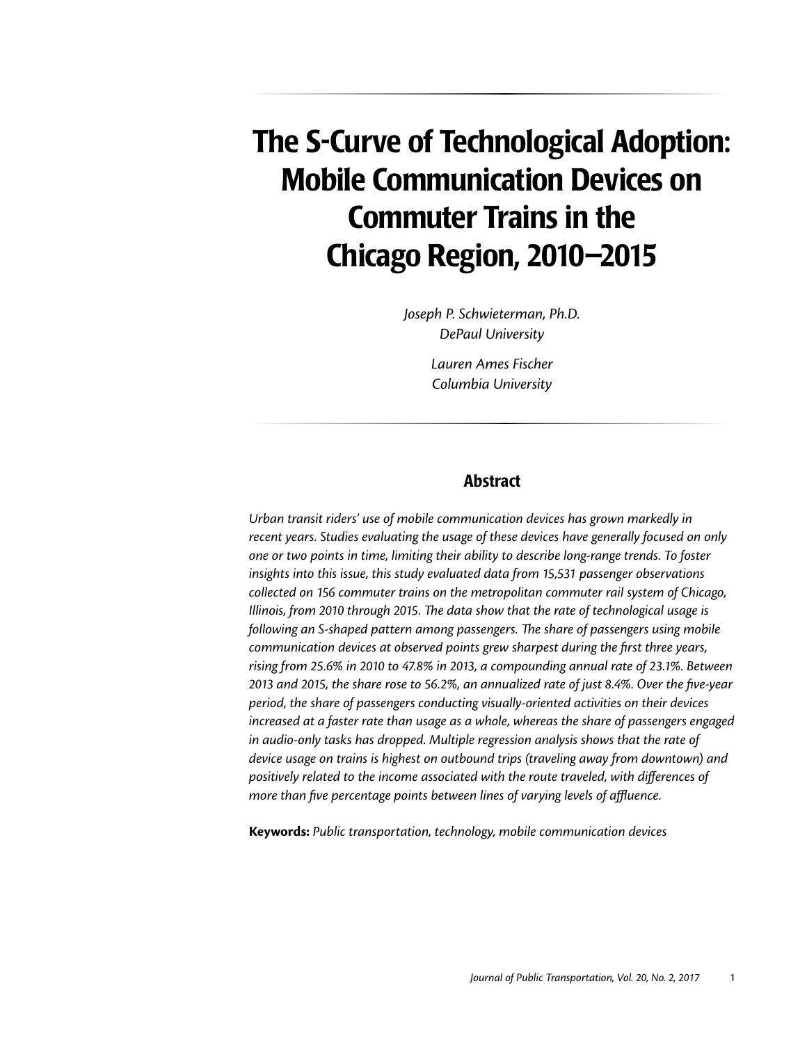# The S-Curve of Technological Adoption: Mobile Communication Devices on Commuter Trains in the Chicago Region, 2010–2015

*Joseph P. Schwieterman, Ph.D.*
*DePaul University*

*Lauren Ames Fischer*
*Columbia University*

## Abstract

*Urban transit riders' use of mobile communication devices has grown markedly in recent years. Studies evaluating the usage of these devices have generally focused on only one or two points in time, limiting their ability to describe long-range trends. To foster insights into this issue, this study evaluated data from 15,531 passenger observations collected on 156 commuter trains on the metropolitan commuter rail system of Chicago, Illinois, from 2010 through 2015. The data show that the rate of technological usage is following an S-shaped pattern among passengers. The share of passengers using mobile communication devices at observed points grew sharpest during the first three years, rising from 25.6% in 2010 to 47.8% in 2013, a compounding annual rate of 23.1%. Between 2013 and 2015, the share rose to 56.2%, an annualized rate of just 8.4%. Over the five-year period, the share of passengers conducting visually-oriented activities on their devices increased at a faster rate than usage as a whole, whereas the share of passengers engaged in audio-only tasks has dropped. Multiple regression analysis shows that the rate of device usage on trains is highest on outbound trips (traveling away from downtown) and positively related to the income associated with the route traveled, with differences of more than five percentage points between lines of varying levels of affluence.*

**Keywords:** *Public transportation, technology, mobile communication devices*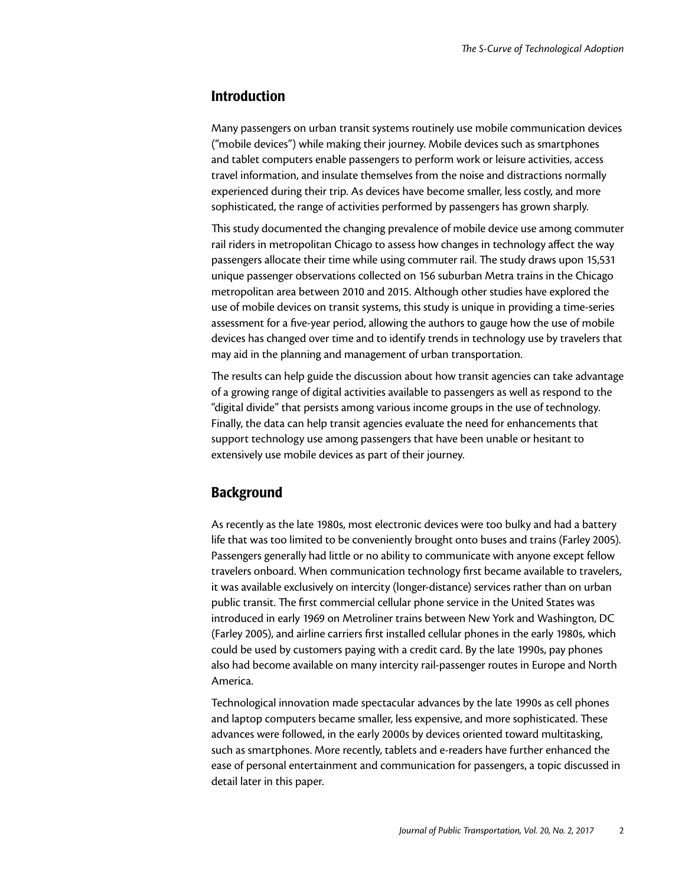## Introduction

Many passengers on urban transit systems routinely use mobile communication devices ("mobile devices") while making their journey. Mobile devices such as smartphones and tablet computers enable passengers to perform work or leisure activities, access travel information, and insulate themselves from the noise and distractions normally experienced during their trip. As devices have become smaller, less costly, and more sophisticated, the range of activities performed by passengers has grown sharply.

This study documented the changing prevalence of mobile device use among commuter rail riders in metropolitan Chicago to assess how changes in technology affect the way passengers allocate their time while using commuter rail. The study draws upon 15,531 unique passenger observations collected on 156 suburban Metra trains in the Chicago metropolitan area between 2010 and 2015. Although other studies have explored the use of mobile devices on transit systems, this study is unique in providing a time-series assessment for a five-year period, allowing the authors to gauge how the use of mobile devices has changed over time and to identify trends in technology use by travelers that may aid in the planning and management of urban transportation.

The results can help guide the discussion about how transit agencies can take advantage of a growing range of digital activities available to passengers as well as respond to the "digital divide" that persists among various income groups in the use of technology. Finally, the data can help transit agencies evaluate the need for enhancements that support technology use among passengers that have been unable or hesitant to extensively use mobile devices as part of their journey.

## Background

As recently as the late 1980s, most electronic devices were too bulky and had a battery life that was too limited to be conveniently brought onto buses and trains (Farley 2005). Passengers generally had little or no ability to communicate with anyone except fellow travelers onboard. When communication technology first became available to travelers, it was available exclusively on intercity (longer-distance) services rather than on urban public transit. The first commercial cellular phone service in the United States was introduced in early 1969 on Metroliner trains between New York and Washington, DC (Farley 2005), and airline carriers first installed cellular phones in the early 1980s, which could be used by customers paying with a credit card. By the late 1990s, pay phones also had become available on many intercity rail-passenger routes in Europe and North America.

Technological innovation made spectacular advances by the late 1990s as cell phones and laptop computers became smaller, less expensive, and more sophisticated. These advances were followed, in the early 2000s by devices oriented toward multitasking, such as smartphones. More recently, tablets and e-readers have further enhanced the ease of personal entertainment and communication for passengers, a topic discussed in detail later in this paper.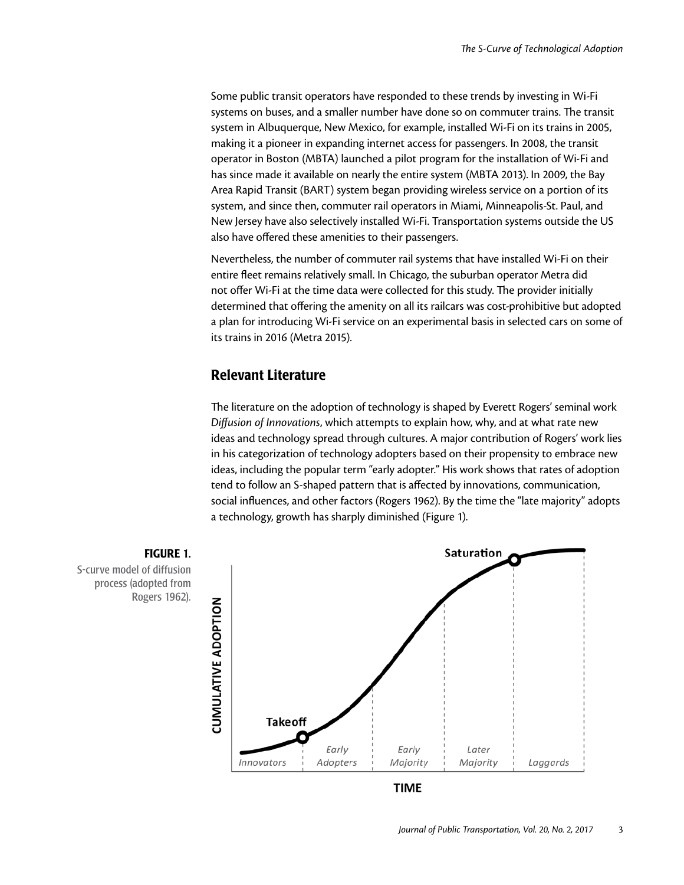Some public transit operators have responded to these trends by investing in Wi-Fi systems on buses, and a smaller number have done so on commuter trains. The transit system in Albuquerque, New Mexico, for example, installed Wi-Fi on its trains in 2005, making it a pioneer in expanding internet access for passengers. In 2008, the transit operator in Boston (MBTA) launched a pilot program for the installation of Wi-Fi and has since made it available on nearly the entire system (MBTA 2013). In 2009, the Bay Area Rapid Transit (BART) system began providing wireless service on a portion of its system, and since then, commuter rail operators in Miami, Minneapolis-St. Paul, and New Jersey have also selectively installed Wi-Fi. Transportation systems outside the US also have offered these amenities to their passengers.

Nevertheless, the number of commuter rail systems that have installed Wi-Fi on their entire fleet remains relatively small. In Chicago, the suburban operator Metra did not offer Wi-Fi at the time data were collected for this study. The provider initially determined that offering the amenity on all its railcars was cost-prohibitive but adopted a plan for introducing Wi-Fi service on an experimental basis in selected cars on some of its trains in 2016 (Metra 2015).

## Relevant Literature

The literature on the adoption of technology is shaped by Everett Rogers' seminal work *Diffusion of Innovations*, which attempts to explain how, why, and at what rate new ideas and technology spread through cultures. A major contribution of Rogers' work lies in his categorization of technology adopters based on their propensity to embrace new ideas, including the popular term "early adopter." His work shows that rates of adoption tend to follow an S-shaped pattern that is affected by innovations, communication, social influences, and other factors (Rogers 1962). By the time the "late majority" adopts a technology, growth has sharply diminished (Figure 1).

**FIGURE 1.** S-curve model of diffusion process (adopted from Rogers 1962).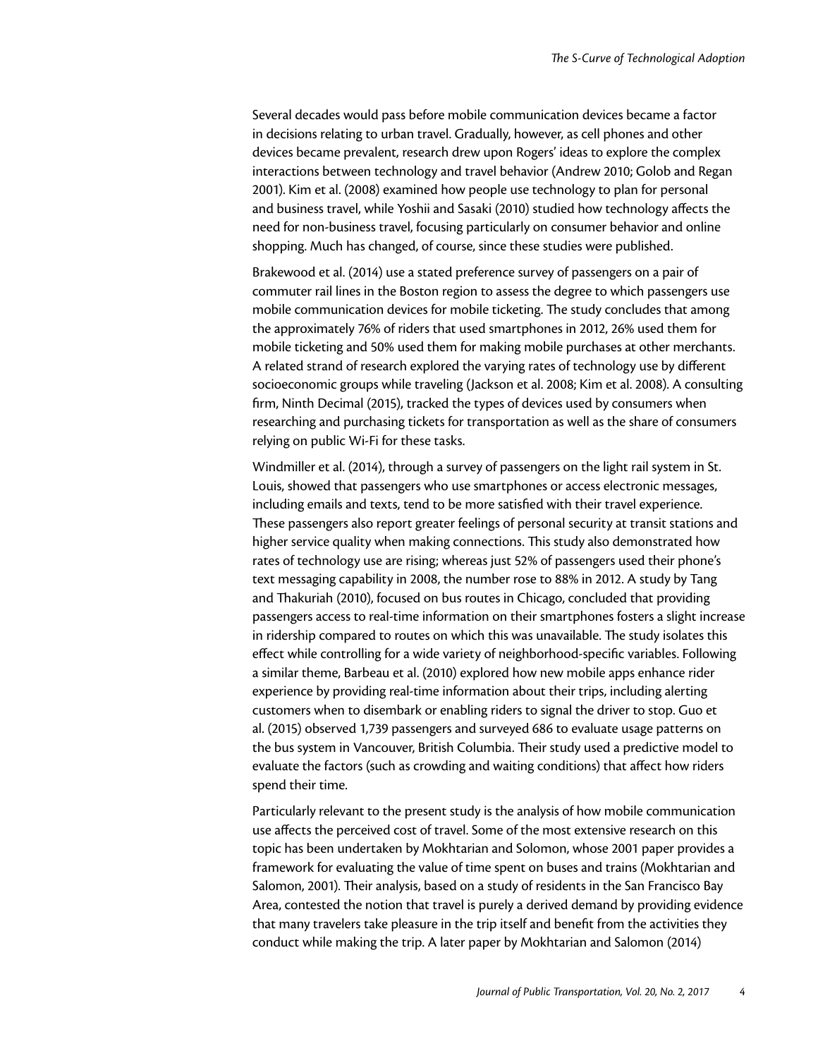Several decades would pass before mobile communication devices became a factor in decisions relating to urban travel. Gradually, however, as cell phones and other devices became prevalent, research drew upon Rogers' ideas to explore the complex interactions between technology and travel behavior (Andrew 2010; Golob and Regan 2001). Kim et al. (2008) examined how people use technology to plan for personal and business travel, while Yoshii and Sasaki (2010) studied how technology affects the need for non-business travel, focusing particularly on consumer behavior and online shopping. Much has changed, of course, since these studies were published.

Brakewood et al. (2014) use a stated preference survey of passengers on a pair of commuter rail lines in the Boston region to assess the degree to which passengers use mobile communication devices for mobile ticketing. The study concludes that among the approximately 76% of riders that used smartphones in 2012, 26% used them for mobile ticketing and 50% used them for making mobile purchases at other merchants. A related strand of research explored the varying rates of technology use by different socioeconomic groups while traveling (Jackson et al. 2008; Kim et al. 2008). A consulting firm, Ninth Decimal (2015), tracked the types of devices used by consumers when researching and purchasing tickets for transportation as well as the share of consumers relying on public Wi-Fi for these tasks.

Windmiller et al. (2014), through a survey of passengers on the light rail system in St. Louis, showed that passengers who use smartphones or access electronic messages, including emails and texts, tend to be more satisfied with their travel experience. These passengers also report greater feelings of personal security at transit stations and higher service quality when making connections. This study also demonstrated how rates of technology use are rising; whereas just 52% of passengers used their phone's text messaging capability in 2008, the number rose to 88% in 2012. A study by Tang and Thakuriah (2010), focused on bus routes in Chicago, concluded that providing passengers access to real-time information on their smartphones fosters a slight increase in ridership compared to routes on which this was unavailable. The study isolates this effect while controlling for a wide variety of neighborhood-specific variables. Following a similar theme, Barbeau et al. (2010) explored how new mobile apps enhance rider experience by providing real-time information about their trips, including alerting customers when to disembark or enabling riders to signal the driver to stop. Guo et al. (2015) observed 1,739 passengers and surveyed 686 to evaluate usage patterns on the bus system in Vancouver, British Columbia. Their study used a predictive model to evaluate the factors (such as crowding and waiting conditions) that affect how riders spend their time.

Particularly relevant to the present study is the analysis of how mobile communication use affects the perceived cost of travel. Some of the most extensive research on this topic has been undertaken by Mokhtarian and Solomon, whose 2001 paper provides a framework for evaluating the value of time spent on buses and trains (Mokhtarian and Salomon, 2001). Their analysis, based on a study of residents in the San Francisco Bay Area, contested the notion that travel is purely a derived demand by providing evidence that many travelers take pleasure in the trip itself and benefit from the activities they conduct while making the trip. A later paper by Mokhtarian and Salomon (2014)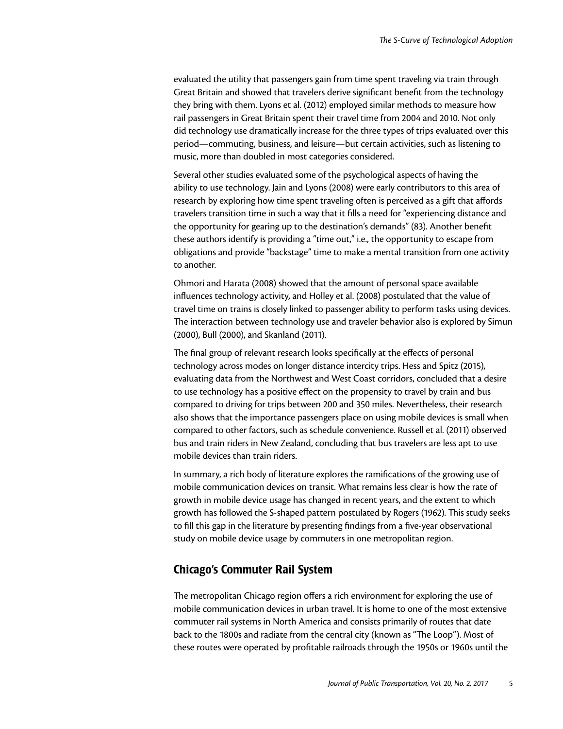evaluated the utility that passengers gain from time spent traveling via train through Great Britain and showed that travelers derive significant benefit from the technology they bring with them. Lyons et al. (2012) employed similar methods to measure how rail passengers in Great Britain spent their travel time from 2004 and 2010. Not only did technology use dramatically increase for the three types of trips evaluated over this period—commuting, business, and leisure—but certain activities, such as listening to music, more than doubled in most categories considered.

Several other studies evaluated some of the psychological aspects of having the ability to use technology. Jain and Lyons (2008) were early contributors to this area of research by exploring how time spent traveling often is perceived as a gift that affords travelers transition time in such a way that it fills a need for "experiencing distance and the opportunity for gearing up to the destination's demands" (83). Another benefit these authors identify is providing a "time out," i.e., the opportunity to escape from obligations and provide "backstage" time to make a mental transition from one activity to another.

Ohmori and Harata (2008) showed that the amount of personal space available influences technology activity, and Holley et al. (2008) postulated that the value of travel time on trains is closely linked to passenger ability to perform tasks using devices. The interaction between technology use and traveler behavior also is explored by Simun (2000), Bull (2000), and Skanland (2011).

The final group of relevant research looks specifically at the effects of personal technology across modes on longer distance intercity trips. Hess and Spitz (2015), evaluating data from the Northwest and West Coast corridors, concluded that a desire to use technology has a positive effect on the propensity to travel by train and bus compared to driving for trips between 200 and 350 miles. Nevertheless, their research also shows that the importance passengers place on using mobile devices is small when compared to other factors, such as schedule convenience. Russell et al. (2011) observed bus and train riders in New Zealand, concluding that bus travelers are less apt to use mobile devices than train riders.

In summary, a rich body of literature explores the ramifications of the growing use of mobile communication devices on transit. What remains less clear is how the rate of growth in mobile device usage has changed in recent years, and the extent to which growth has followed the S-shaped pattern postulated by Rogers (1962). This study seeks to fill this gap in the literature by presenting findings from a five-year observational study on mobile device usage by commuters in one metropolitan region.

## Chicago's Commuter Rail System

The metropolitan Chicago region offers a rich environment for exploring the use of mobile communication devices in urban travel. It is home to one of the most extensive commuter rail systems in North America and consists primarily of routes that date back to the 1800s and radiate from the central city (known as "The Loop"). Most of these routes were operated by profitable railroads through the 1950s or 1960s until the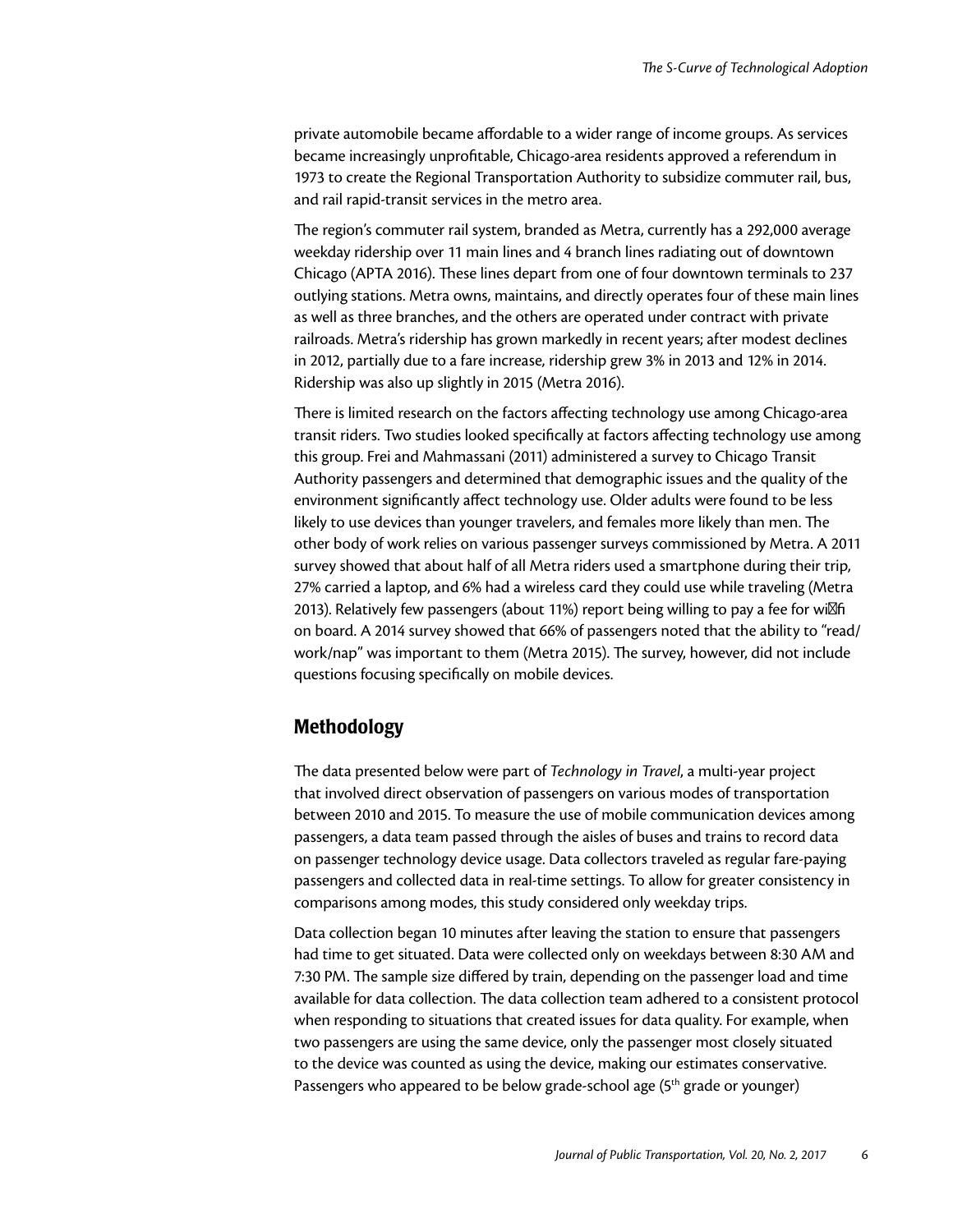private automobile became affordable to a wider range of income groups. As services became increasingly unprofitable, Chicago-area residents approved a referendum in 1973 to create the Regional Transportation Authority to subsidize commuter rail, bus, and rail rapid-transit services in the metro area.

The region's commuter rail system, branded as Metra, currently has a 292,000 average weekday ridership over 11 main lines and 4 branch lines radiating out of downtown Chicago (APTA 2016). These lines depart from one of four downtown terminals to 237 outlying stations. Metra owns, maintains, and directly operates four of these main lines as well as three branches, and the others are operated under contract with private railroads. Metra's ridership has grown markedly in recent years; after modest declines in 2012, partially due to a fare increase, ridership grew 3% in 2013 and 12% in 2014. Ridership was also up slightly in 2015 (Metra 2016).

There is limited research on the factors affecting technology use among Chicago-area transit riders. Two studies looked specifically at factors affecting technology use among this group. Frei and Mahmassani (2011) administered a survey to Chicago Transit Authority passengers and determined that demographic issues and the quality of the environment significantly affect technology use. Older adults were found to be less likely to use devices than younger travelers, and females more likely than men. The other body of work relies on various passenger surveys commissioned by Metra. A 2011 survey showed that about half of all Metra riders used a smartphone during their trip, 27% carried a laptop, and 6% had a wireless card they could use while traveling (Metra 2013). Relatively few passengers (about 11%) report being willing to pay a fee for wi-fi on board. A 2014 survey showed that 66% of passengers noted that the ability to "read/work/nap" was important to them (Metra 2015). The survey, however, did not include questions focusing specifically on mobile devices.

## Methodology

The data presented below were part of *Technology in Travel*, a multi-year project that involved direct observation of passengers on various modes of transportation between 2010 and 2015. To measure the use of mobile communication devices among passengers, a data team passed through the aisles of buses and trains to record data on passenger technology device usage. Data collectors traveled as regular fare-paying passengers and collected data in real-time settings. To allow for greater consistency in comparisons among modes, this study considered only weekday trips.

Data collection began 10 minutes after leaving the station to ensure that passengers had time to get situated. Data were collected only on weekdays between 8:30 AM and 7:30 PM. The sample size differed by train, depending on the passenger load and time available for data collection. The data collection team adhered to a consistent protocol when responding to situations that created issues for data quality. For example, when two passengers are using the same device, only the passenger most closely situated to the device was counted as using the device, making our estimates conservative. Passengers who appeared to be below grade-school age (5th grade or younger)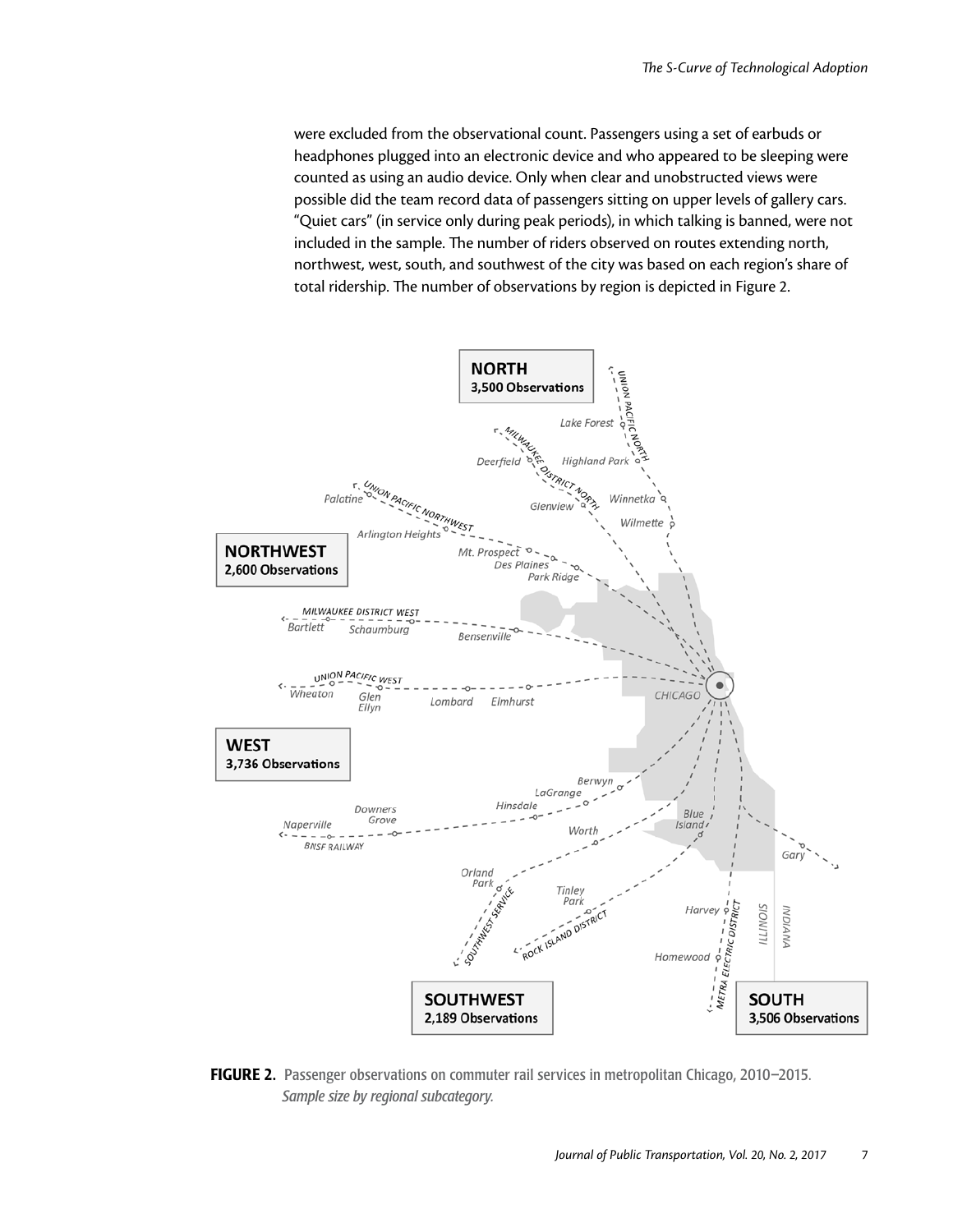were excluded from the observational count. Passengers using a set of earbuds or headphones plugged into an electronic device and who appeared to be sleeping were counted as using an audio device. Only when clear and unobstructed views were possible did the team record data of passengers sitting on upper levels of gallery cars. "Quiet cars" (in service only during peak periods), in which talking is banned, were not included in the sample. The number of riders observed on routes extending north, northwest, west, south, and southwest of the city was based on each region's share of total ridership. The number of observations by region is depicted in Figure 2.

**FIGURE 2.** Passenger observations on commuter rail services in metropolitan Chicago, 2010–2015. *Sample size by regional subcategory.*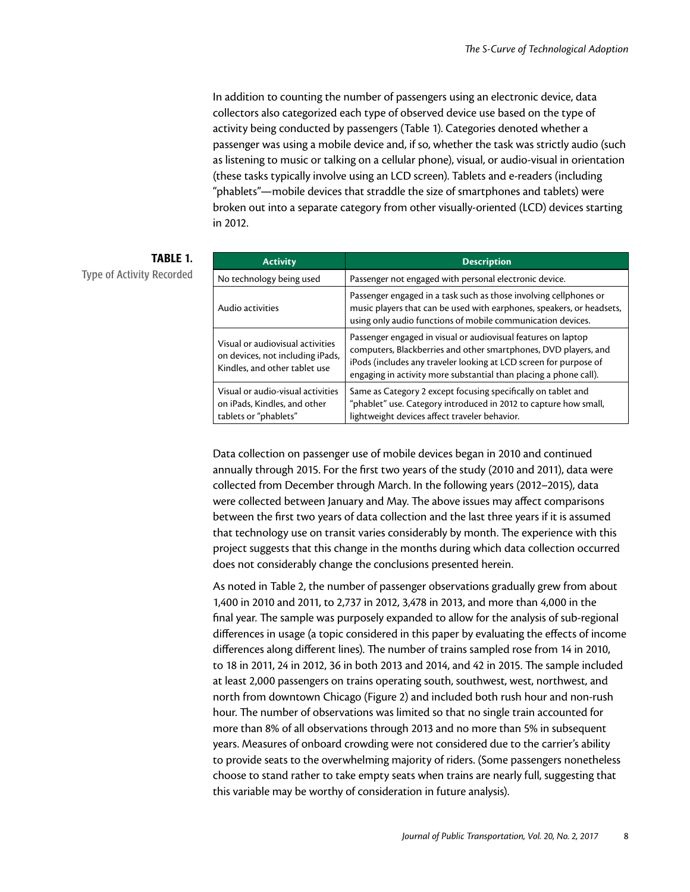In addition to counting the number of passengers using an electronic device, data collectors also categorized each type of observed device use based on the type of activity being conducted by passengers (Table 1). Categories denoted whether a passenger was using a mobile device and, if so, whether the task was strictly audio (such as listening to music or talking on a cellular phone), visual, or audio-visual in orientation (these tasks typically involve using an LCD screen). Tablets and e-readers (including "phablets"—mobile devices that straddle the size of smartphones and tablets) were broken out into a separate category from other visually-oriented (LCD) devices starting in 2012.

**TABLE 1.**
Type of Activity Recorded

| Activity | Description |
|---|---|
| No technology being used | Passenger not engaged with personal electronic device. |
| Audio activities | Passenger engaged in a task such as those involving cellphones or music players that can be used with earphones, speakers, or headsets, using only audio functions of mobile communication devices. |
| Visual or audiovisual activities on devices, not including iPads, Kindles, and other tablet use | Passenger engaged in visual or audiovisual features on laptop computers, Blackberries and other smartphones, DVD players, and iPods (includes any traveler looking at LCD screen for purpose of engaging in activity more substantial than placing a phone call). |
| Visual or audio-visual activities on iPads, Kindles, and other tablets or "phablets" | Same as Category 2 except focusing specifically on tablet and "phablet" use. Category introduced in 2012 to capture how small, lightweight devices affect traveler behavior. |

Data collection on passenger use of mobile devices began in 2010 and continued annually through 2015. For the first two years of the study (2010 and 2011), data were collected from December through March. In the following years (2012–2015), data were collected between January and May. The above issues may affect comparisons between the first two years of data collection and the last three years if it is assumed that technology use on transit varies considerably by month. The experience with this project suggests that this change in the months during which data collection occurred does not considerably change the conclusions presented herein.

As noted in Table 2, the number of passenger observations gradually grew from about 1,400 in 2010 and 2011, to 2,737 in 2012, 3,478 in 2013, and more than 4,000 in the final year. The sample was purposely expanded to allow for the analysis of sub-regional differences in usage (a topic considered in this paper by evaluating the effects of income differences along different lines). The number of trains sampled rose from 14 in 2010, to 18 in 2011, 24 in 2012, 36 in both 2013 and 2014, and 42 in 2015. The sample included at least 2,000 passengers on trains operating south, southwest, west, northwest, and north from downtown Chicago (Figure 2) and included both rush hour and non-rush hour. The number of observations was limited so that no single train accounted for more than 8% of all observations through 2013 and no more than 5% in subsequent years. Measures of onboard crowding were not considered due to the carrier's ability to provide seats to the overwhelming majority of riders. (Some passengers nonetheless choose to stand rather to take empty seats when trains are nearly full, suggesting that this variable may be worthy of consideration in future analysis).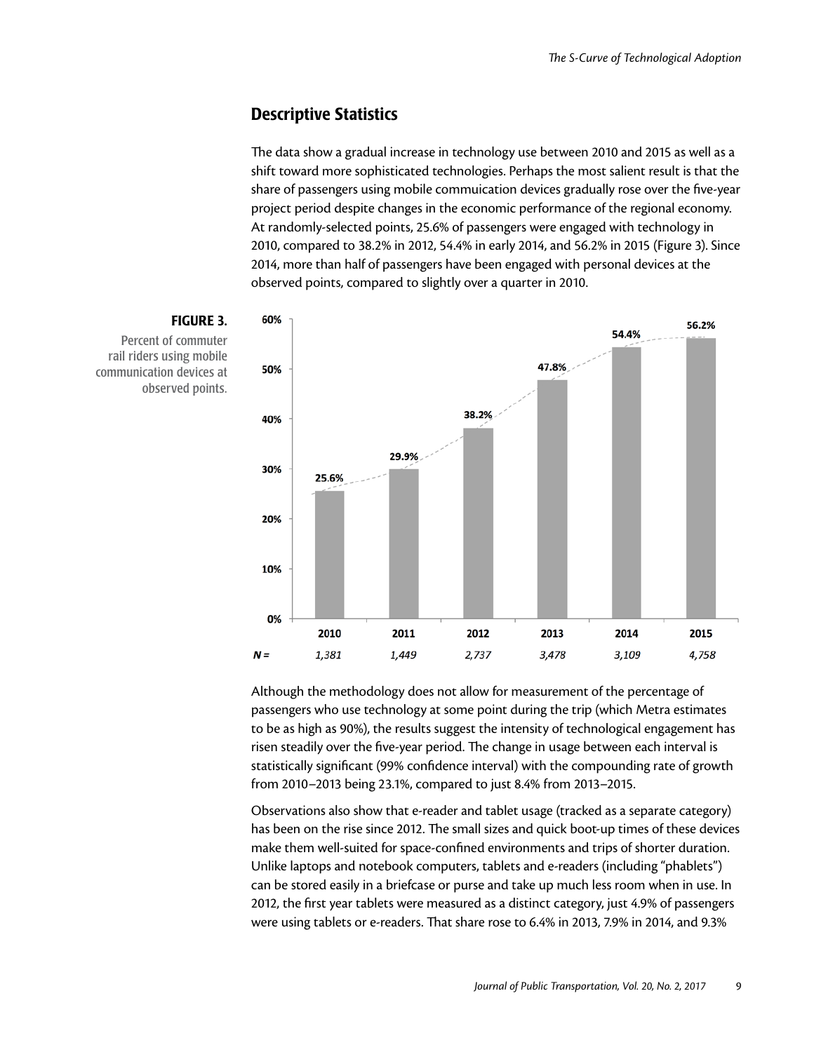## Descriptive Statistics

The data show a gradual increase in technology use between 2010 and 2015 as well as a shift toward more sophisticated technologies. Perhaps the most salient result is that the share of passengers using mobile commuication devices gradually rose over the five-year project period despite changes in the economic performance of the regional economy. At randomly-selected points, 25.6% of passengers were engaged with technology in 2010, compared to 38.2% in 2012, 54.4% in early 2014, and 56.2% in 2015 (Figure 3). Since 2014, more than half of passengers have been engaged with personal devices at the observed points, compared to slightly over a quarter in 2010.

**FIGURE 3.**
Percent of commuter rail riders using mobile communication devices at observed points.

| | 2010 | 2011 | 2012 | 2013 | 2014 | 2015 |
|---|---|---|---|---|---|---|
| Percent | 25.6% | 29.9% | 38.2% | 47.8% | 54.4% | 56.2% |
| *N =* | *1,381* | *1,449* | *2,737* | *3,478* | *3,109* | *4,758* |

Although the methodology does not allow for measurement of the percentage of passengers who use technology at some point during the trip (which Metra estimates to be as high as 90%), the results suggest the intensity of technological engagement has risen steadily over the five-year period. The change in usage between each interval is statistically significant (99% confidence interval) with the compounding rate of growth from 2010–2013 being 23.1%, compared to just 8.4% from 2013–2015.

Observations also show that e-reader and tablet usage (tracked as a separate category) has been on the rise since 2012. The small sizes and quick boot-up times of these devices make them well-suited for space-confined environments and trips of shorter duration. Unlike laptops and notebook computers, tablets and e-readers (including "phablets") can be stored easily in a briefcase or purse and take up much less room when in use. In 2012, the first year tablets were measured as a distinct category, just 4.9% of passengers were using tablets or e-readers. That share rose to 6.4% in 2013, 7.9% in 2014, and 9.3%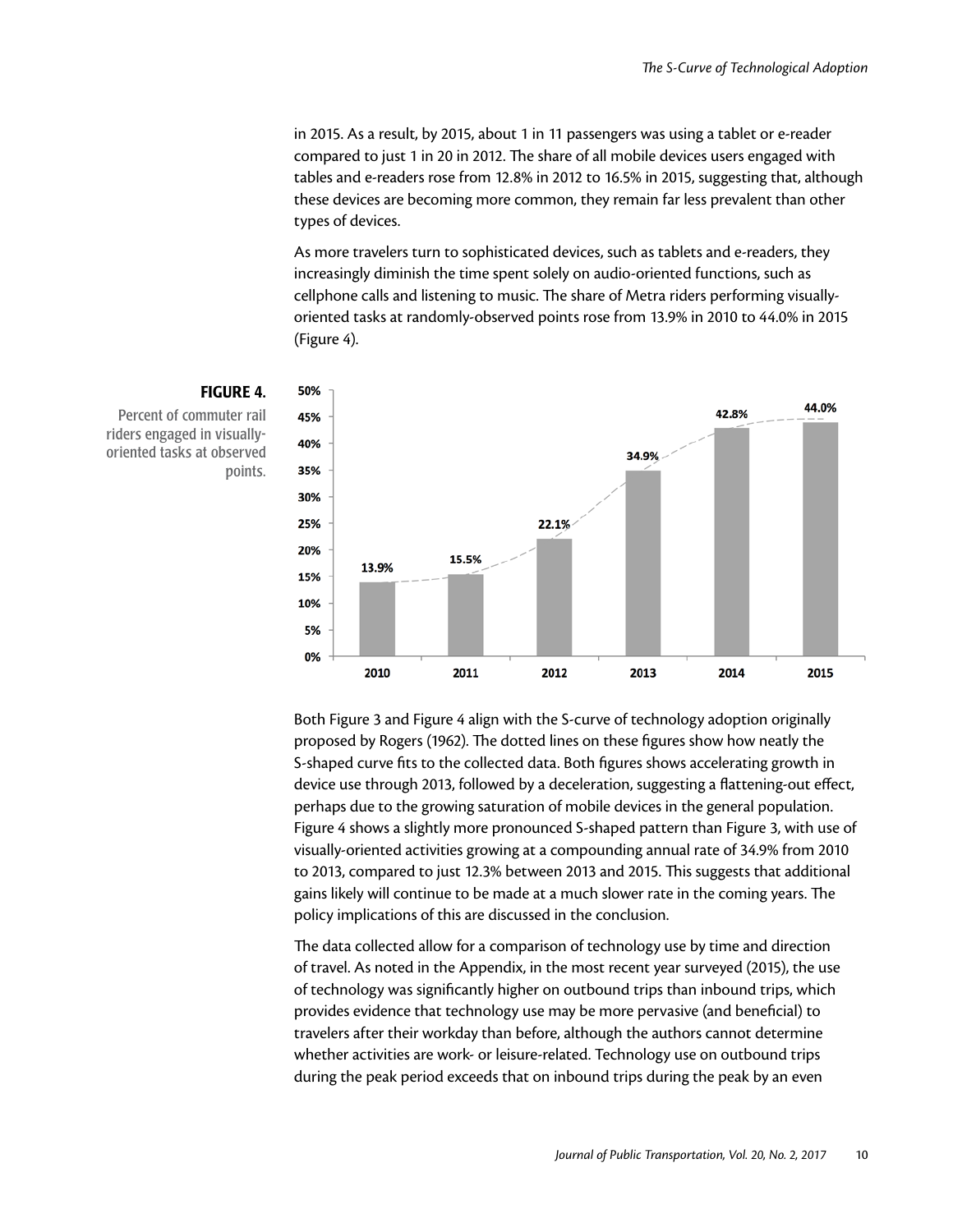in 2015. As a result, by 2015, about 1 in 11 passengers was using a tablet or e-reader compared to just 1 in 20 in 2012. The share of all mobile devices users engaged with tables and e-readers rose from 12.8% in 2012 to 16.5% in 2015, suggesting that, although these devices are becoming more common, they remain far less prevalent than other types of devices.

As more travelers turn to sophisticated devices, such as tablets and e-readers, they increasingly diminish the time spent solely on audio-oriented functions, such as cellphone calls and listening to music. The share of Metra riders performing visually-oriented tasks at randomly-observed points rose from 13.9% in 2010 to 44.0% in 2015 (Figure 4).

**FIGURE 4.**
Percent of commuter rail riders engaged in visually-oriented tasks at observed points.

| Year | Percent |
|---|---|
| 2010 | 13.9% |
| 2011 | 15.5% |
| 2012 | 22.1% |
| 2013 | 34.9% |
| 2014 | 42.8% |
| 2015 | 44.0% |

Both Figure 3 and Figure 4 align with the S-curve of technology adoption originally proposed by Rogers (1962). The dotted lines on these figures show how neatly the S-shaped curve fits to the collected data. Both figures shows accelerating growth in device use through 2013, followed by a deceleration, suggesting a flattening-out effect, perhaps due to the growing saturation of mobile devices in the general population. Figure 4 shows a slightly more pronounced S-shaped pattern than Figure 3, with use of visually-oriented activities growing at a compounding annual rate of 34.9% from 2010 to 2013, compared to just 12.3% between 2013 and 2015. This suggests that additional gains likely will continue to be made at a much slower rate in the coming years. The policy implications of this are discussed in the conclusion.

The data collected allow for a comparison of technology use by time and direction of travel. As noted in the Appendix, in the most recent year surveyed (2015), the use of technology was significantly higher on outbound trips than inbound trips, which provides evidence that technology use may be more pervasive (and beneficial) to travelers after their workday than before, although the authors cannot determine whether activities are work- or leisure-related. Technology use on outbound trips during the peak period exceeds that on inbound trips during the peak by an even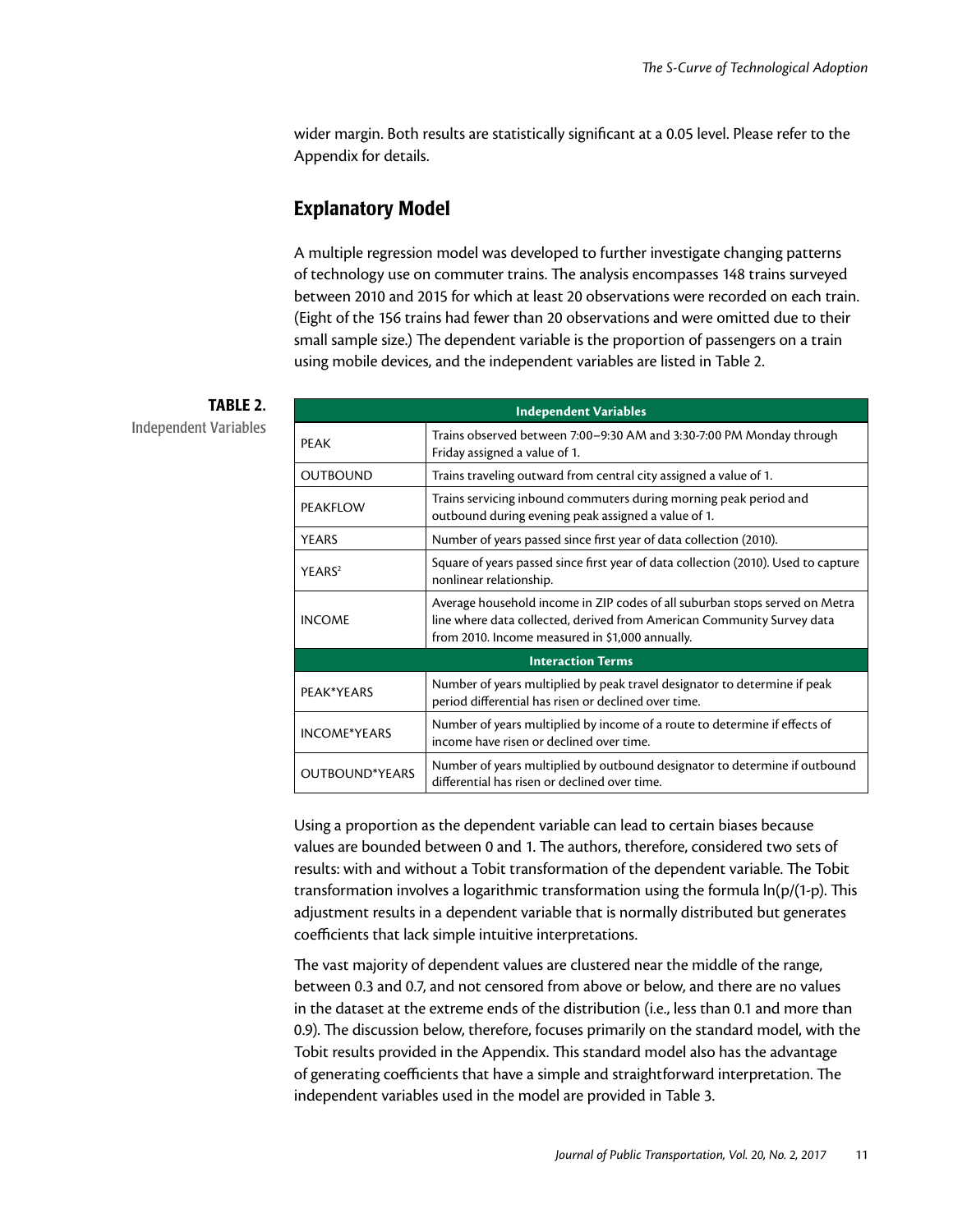wider margin. Both results are statistically significant at a 0.05 level. Please refer to the Appendix for details.

## Explanatory Model

A multiple regression model was developed to further investigate changing patterns of technology use on commuter trains. The analysis encompasses 148 trains surveyed between 2010 and 2015 for which at least 20 observations were recorded on each train. (Eight of the 156 trains had fewer than 20 observations and were omitted due to their small sample size.) The dependent variable is the proportion of passengers on a train using mobile devices, and the independent variables are listed in Table 2.

**TABLE 2.** Independent Variables

| Independent Variables | |
|---|---|
| PEAK | Trains observed between 7:00–9:30 AM and 3:30-7:00 PM Monday through Friday assigned a value of 1. |
| OUTBOUND | Trains traveling outward from central city assigned a value of 1. |
| PEAKFLOW | Trains servicing inbound commuters during morning peak period and outbound during evening peak assigned a value of 1. |
| YEARS | Number of years passed since first year of data collection (2010). |
| $YEARS^2$ | Square of years passed since first year of data collection (2010). Used to capture nonlinear relationship. |
| INCOME | Average household income in ZIP codes of all suburban stops served on Metra line where data collected, derived from American Community Survey data from 2010. Income measured in $1,000 annually. |
| **Interaction Terms** | |
| PEAK*YEARS | Number of years multiplied by peak travel designator to determine if peak period differential has risen or declined over time. |
| INCOME*YEARS | Number of years multiplied by income of a route to determine if effects of income have risen or declined over time. |
| OUTBOUND*YEARS | Number of years multiplied by outbound designator to determine if outbound differential has risen or declined over time. |

Using a proportion as the dependent variable can lead to certain biases because values are bounded between 0 and 1. The authors, therefore, considered two sets of results: with and without a Tobit transformation of the dependent variable. The Tobit transformation involves a logarithmic transformation using the formula $\ln(p/(1-p))$. This adjustment results in a dependent variable that is normally distributed but generates coefficients that lack simple intuitive interpretations.

The vast majority of dependent values are clustered near the middle of the range, between 0.3 and 0.7, and not censored from above or below, and there are no values in the dataset at the extreme ends of the distribution (i.e., less than 0.1 and more than 0.9). The discussion below, therefore, focuses primarily on the standard model, with the Tobit results provided in the Appendix. This standard model also has the advantage of generating coefficients that have a simple and straightforward interpretation. The independent variables used in the model are provided in Table 3.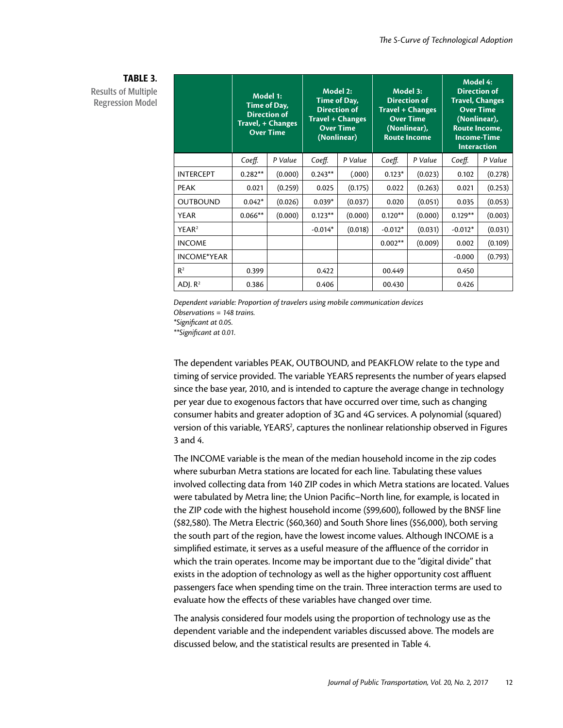**TABLE 3.**
Results of Multiple Regression Model

| | Model 1: Time of Day, Direction of Travel, + Changes Over Time | | Model 2: Time of Day, Direction of Travel + Changes Over Time (Nonlinear) | | Model 3: Direction of Travel + Changes Over Time (Nonlinear), Route Income | | Model 4: Direction of Travel, Changes Over Time (Nonlinear), Route Income, Income-Time Interaction | |
|---|---|---|---|---|---|---|---|---|
| | *Coeff.* | *P Value* | *Coeff.* | *P Value* | *Coeff.* | *P Value* | *Coeff.* | *P Value* |
| INTERCEPT | 0.282** | (0.000) | 0.243** | (.000) | 0.123* | (0.023) | 0.102 | (0.278) |
| PEAK | 0.021 | (0.259) | 0.025 | (0.175) | 0.022 | (0.263) | 0.021 | (0.253) |
| OUTBOUND | 0.042* | (0.026) | 0.039* | (0.037) | 0.020 | (0.051) | 0.035 | (0.053) |
| YEAR | 0.066** | (0.000) | 0.123** | (0.000) | 0.120** | (0.000) | 0.129** | (0.003) |
| $YEAR^2$ | | | -0.014* | (0.018) | -0.012* | (0.031) | -0.012* | (0.031) |
| INCOME | | | | | 0.002** | (0.009) | 0.002 | (0.109) |
| INCOME*YEAR | | | | | | | -0.000 | (0.793) |
| $R^2$ | 0.399 | | 0.422 | | 00.449 | | 0.450 | |
| ADJ. $R^2$ | 0.386 | | 0.406 | | 00.430 | | 0.426 | |

*Dependent variable: Proportion of travelers using mobile communication devices*
*Observations = 148 trains.*
*\*Significant at 0.05.*
*\*\*Significant at 0.01.*

The dependent variables PEAK, OUTBOUND, and PEAKFLOW relate to the type and timing of service provided. The variable YEARS represents the number of years elapsed since the base year, 2010, and is intended to capture the average change in technology per year due to exogenous factors that have occurred over time, such as changing consumer habits and greater adoption of 3G and 4G services. A polynomial (squared) version of this variable, $YEARS^2$, captures the nonlinear relationship observed in Figures 3 and 4.

The INCOME variable is the mean of the median household income in the zip codes where suburban Metra stations are located for each line. Tabulating these values involved collecting data from 140 ZIP codes in which Metra stations are located. Values were tabulated by Metra line; the Union Pacific–North line, for example, is located in the ZIP code with the highest household income ($99,600), followed by the BNSF line ($82,580). The Metra Electric ($60,360) and South Shore lines ($56,000), both serving the south part of the region, have the lowest income values. Although INCOME is a simplified estimate, it serves as a useful measure of the affluence of the corridor in which the train operates. Income may be important due to the "digital divide" that exists in the adoption of technology as well as the higher opportunity cost affluent passengers face when spending time on the train. Three interaction terms are used to evaluate how the effects of these variables have changed over time.

The analysis considered four models using the proportion of technology use as the dependent variable and the independent variables discussed above. The models are discussed below, and the statistical results are presented in Table 4.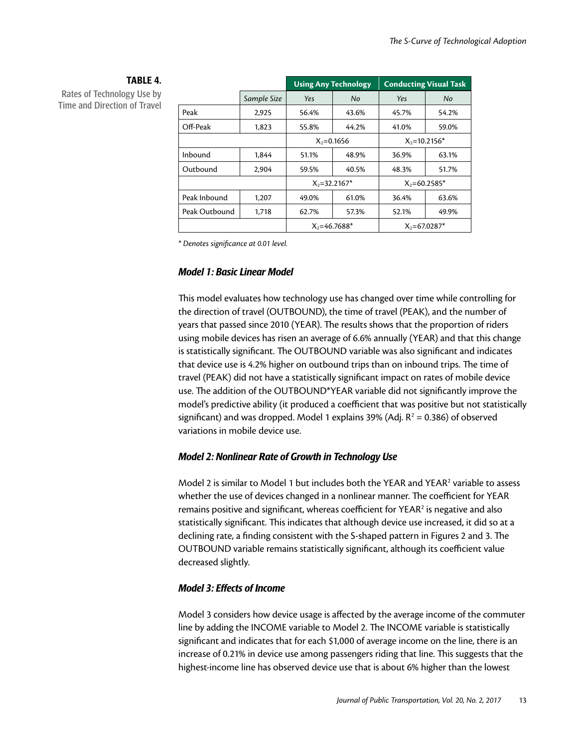**TABLE 4.**
Rates of Technology Use by Time and Direction of Travel

| | | Using Any Technology | | Conducting Visual Task | |
|---|---|---|---|---|---|
| | *Sample Size* | *Yes* | *No* | *Yes* | *No* |
| Peak | 2,925 | 56.4% | 43.6% | 45.7% | 54.2% |
| Off-Peak | 1,823 | 55.8% | 44.2% | 41.0% | 59.0% |
| | | $X_2$=0.1656 | | $X_2$=10.2156* | |
| Inbound | 1,844 | 51.1% | 48.9% | 36.9% | 63.1% |
| Outbound | 2,904 | 59.5% | 40.5% | 48.3% | 51.7% |
| | | $X_2$=32.2167* | | $X_2$=60.2585* | |
| Peak Inbound | 1,207 | 49.0% | 61.0% | 36.4% | 63.6% |
| Peak Outbound | 1,718 | 62.7% | 57.3% | 52.1% | 49.9% |
| | | $X_2$=46.7688* | | $X_2$=67.0287* | |

\* *Denotes significance at 0.01 level.*

### *Model 1: Basic Linear Model*

This model evaluates how technology use has changed over time while controlling for the direction of travel (OUTBOUND), the time of travel (PEAK), and the number of years that passed since 2010 (YEAR). The results shows that the proportion of riders using mobile devices has risen an average of 6.6% annually (YEAR) and that this change is statistically significant. The OUTBOUND variable was also significant and indicates that device use is 4.2% higher on outbound trips than on inbound trips. The time of travel (PEAK) did not have a statistically significant impact on rates of mobile device use. The addition of the OUTBOUND*YEAR variable did not significantly improve the model's predictive ability (it produced a coefficient that was positive but not statistically significant) and was dropped. Model 1 explains 39% (Adj. $R^2$ = 0.386) of observed variations in mobile device use.

### *Model 2: Nonlinear Rate of Growth in Technology Use*

Model 2 is similar to Model 1 but includes both the YEAR and $YEAR^2$ variable to assess whether the use of devices changed in a nonlinear manner. The coefficient for YEAR remains positive and significant, whereas coefficient for $YEAR^2$ is negative and also statistically significant. This indicates that although device use increased, it did so at a declining rate, a finding consistent with the S-shaped pattern in Figures 2 and 3. The OUTBOUND variable remains statistically significant, although its coefficient value decreased slightly.

### *Model 3: Effects of Income*

Model 3 considers how device usage is affected by the average income of the commuter line by adding the INCOME variable to Model 2. The INCOME variable is statistically significant and indicates that for each $1,000 of average income on the line, there is an increase of 0.21% in device use among passengers riding that line. This suggests that the highest-income line has observed device use that is about 6% higher than the lowest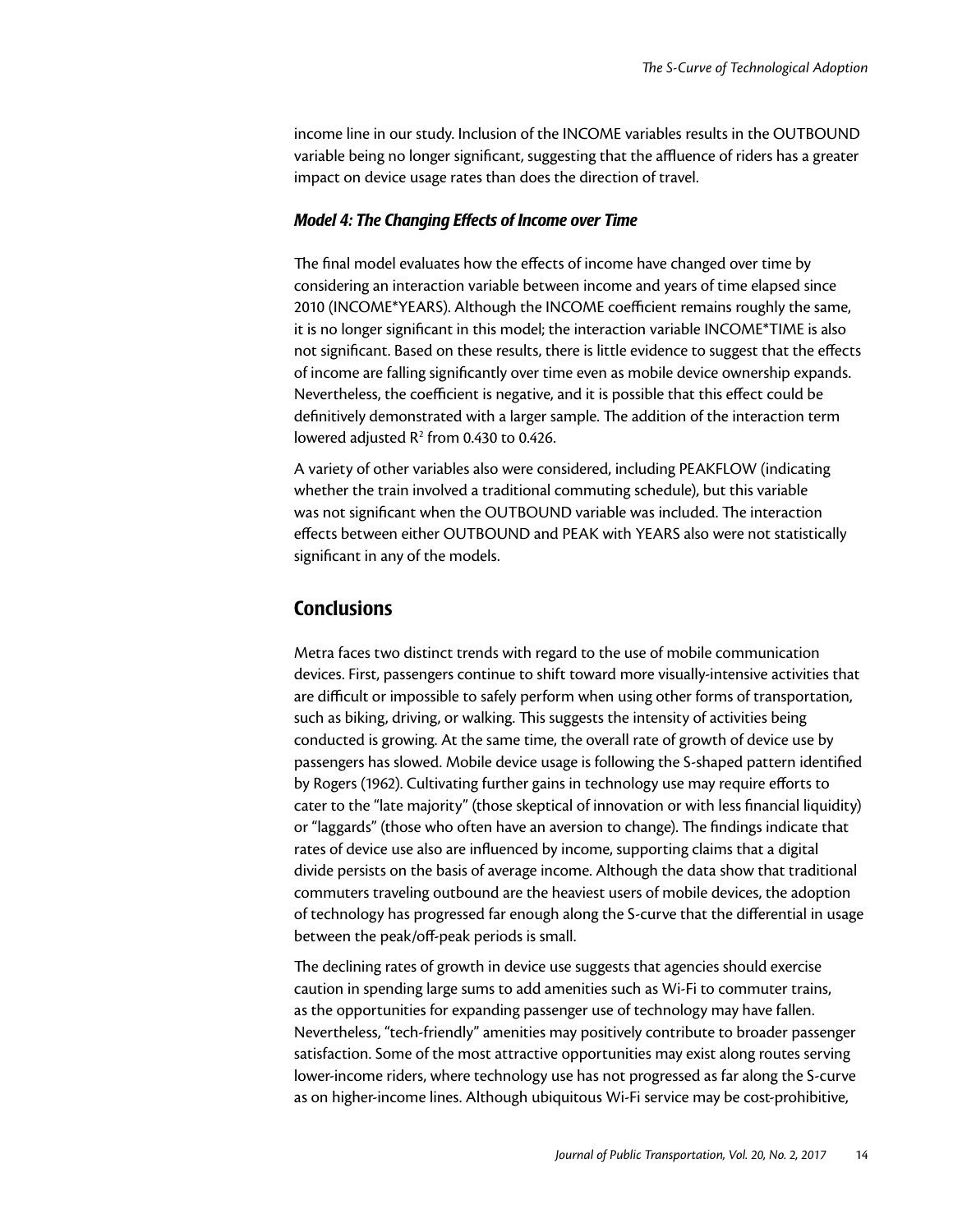income line in our study. Inclusion of the INCOME variables results in the OUTBOUND variable being no longer significant, suggesting that the affluence of riders has a greater impact on device usage rates than does the direction of travel.

### *Model 4: The Changing Effects of Income over Time*

The final model evaluates how the effects of income have changed over time by considering an interaction variable between income and years of time elapsed since 2010 (INCOME*YEARS). Although the INCOME coefficient remains roughly the same, it is no longer significant in this model; the interaction variable INCOME*TIME is also not significant. Based on these results, there is little evidence to suggest that the effects of income are falling significantly over time even as mobile device ownership expands. Nevertheless, the coefficient is negative, and it is possible that this effect could be definitively demonstrated with a larger sample. The addition of the interaction term lowered adjusted $R^2$ from 0.430 to 0.426.

A variety of other variables also were considered, including PEAKFLOW (indicating whether the train involved a traditional commuting schedule), but this variable was not significant when the OUTBOUND variable was included. The interaction effects between either OUTBOUND and PEAK with YEARS also were not statistically significant in any of the models.

## Conclusions

Metra faces two distinct trends with regard to the use of mobile communication devices. First, passengers continue to shift toward more visually-intensive activities that are difficult or impossible to safely perform when using other forms of transportation, such as biking, driving, or walking. This suggests the intensity of activities being conducted is growing. At the same time, the overall rate of growth of device use by passengers has slowed. Mobile device usage is following the S-shaped pattern identified by Rogers (1962). Cultivating further gains in technology use may require efforts to cater to the "late majority" (those skeptical of innovation or with less financial liquidity) or "laggards" (those who often have an aversion to change). The findings indicate that rates of device use also are influenced by income, supporting claims that a digital divide persists on the basis of average income. Although the data show that traditional commuters traveling outbound are the heaviest users of mobile devices, the adoption of technology has progressed far enough along the S-curve that the differential in usage between the peak/off-peak periods is small.

The declining rates of growth in device use suggests that agencies should exercise caution in spending large sums to add amenities such as Wi-Fi to commuter trains, as the opportunities for expanding passenger use of technology may have fallen. Nevertheless, "tech-friendly" amenities may positively contribute to broader passenger satisfaction. Some of the most attractive opportunities may exist along routes serving lower-income riders, where technology use has not progressed as far along the S-curve as on higher-income lines. Although ubiquitous Wi-Fi service may be cost-prohibitive,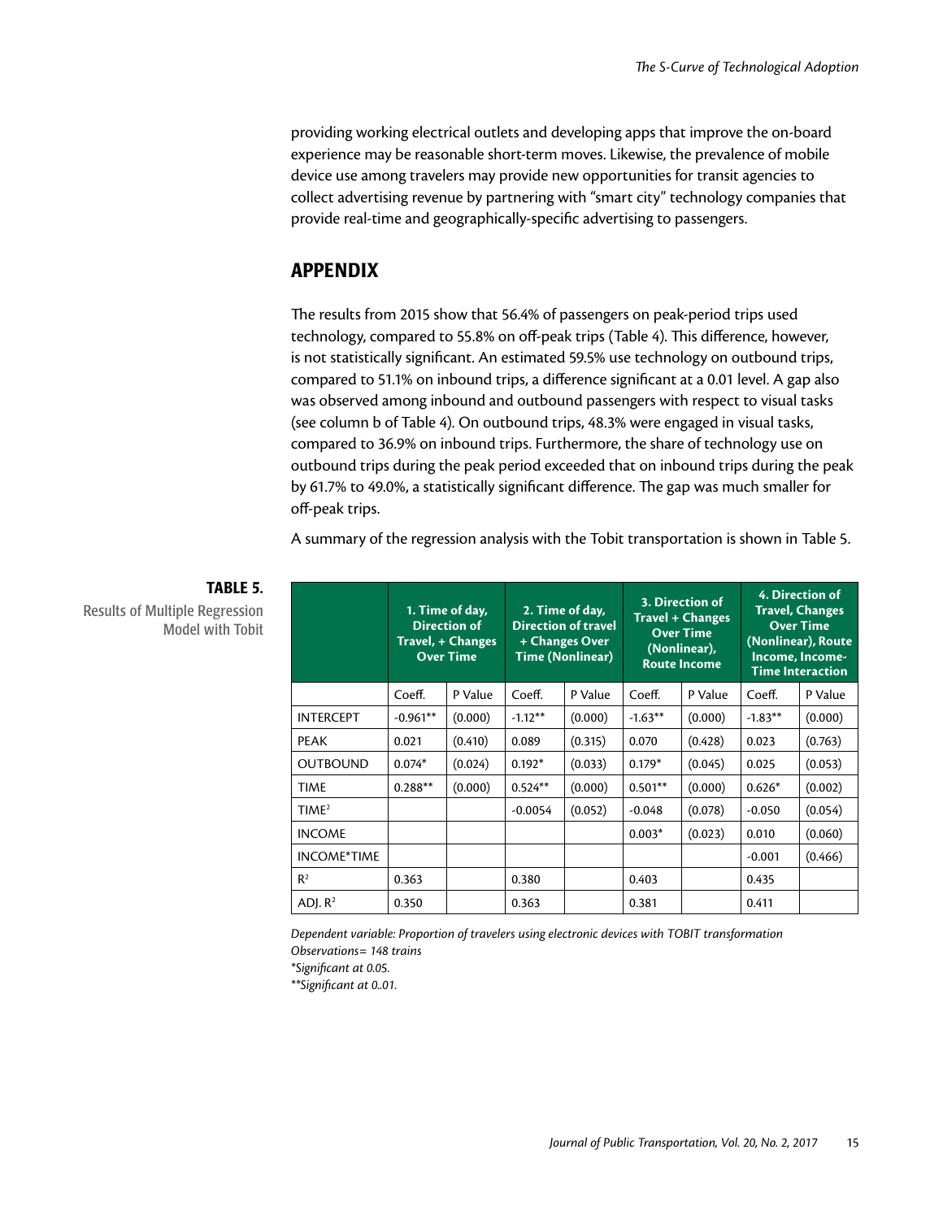providing working electrical outlets and developing apps that improve the on-board experience may be reasonable short-term moves. Likewise, the prevalence of mobile device use among travelers may provide new opportunities for transit agencies to collect advertising revenue by partnering with "smart city" technology companies that provide real-time and geographically-specific advertising to passengers.

## APPENDIX

The results from 2015 show that 56.4% of passengers on peak-period trips used technology, compared to 55.8% on off-peak trips (Table 4). This difference, however, is not statistically significant. An estimated 59.5% use technology on outbound trips, compared to 51.1% on inbound trips, a difference significant at a 0.01 level. A gap also was observed among inbound and outbound passengers with respect to visual tasks (see column b of Table 4). On outbound trips, 48.3% were engaged in visual tasks, compared to 36.9% on inbound trips. Furthermore, the share of technology use on outbound trips during the peak period exceeded that on inbound trips during the peak by 61.7% to 49.0%, a statistically significant difference. The gap was much smaller for off-peak trips.

A summary of the regression analysis with the Tobit transportation is shown in Table 5.

**TABLE 5.** Results of Multiple Regression Model with Tobit

| | 1. Time of day, Direction of Travel, + Changes Over Time | | 2. Time of day, Direction of travel + Changes Over Time (Nonlinear) | | 3. Direction of Travel + Changes Over Time (Nonlinear), Route Income | | 4. Direction of Travel, Changes Over Time (Nonlinear), Route Income, Income-Time Interaction | |
|---|---|---|---|---|---|---|---|---|
| | Coeff. | P Value | Coeff. | P Value | Coeff. | P Value | Coeff. | P Value |
| INTERCEPT | -0.961** | (0.000) | -1.12** | (0.000) | -1.63** | (0.000) | -1.83** | (0.000) |
| PEAK | 0.021 | (0.410) | 0.089 | (0.315) | 0.070 | (0.428) | 0.023 | (0.763) |
| OUTBOUND | 0.074* | (0.024) | 0.192* | (0.033) | 0.179* | (0.045) | 0.025 | (0.053) |
| TIME | 0.288** | (0.000) | 0.524** | (0.000) | 0.501** | (0.000) | 0.626* | (0.002) |
| TIME$^2$ | | | -0.0054 | (0.052) | -0.048 | (0.078) | -0.050 | (0.054) |
| INCOME | | | | | 0.003* | (0.023) | 0.010 | (0.060) |
| INCOME*TIME | | | | | | | -0.001 | (0.466) |
| $R^2$ | 0.363 | | 0.380 | | 0.403 | | 0.435 | |
| ADJ. $R^2$ | 0.350 | | 0.363 | | 0.381 | | 0.411 | |

*Dependent variable: Proportion of travelers using electronic devices with TOBIT transformation*
*Observations= 148 trains*
*\*Significant at 0.05.*
*\*\*Significant at 0..01.*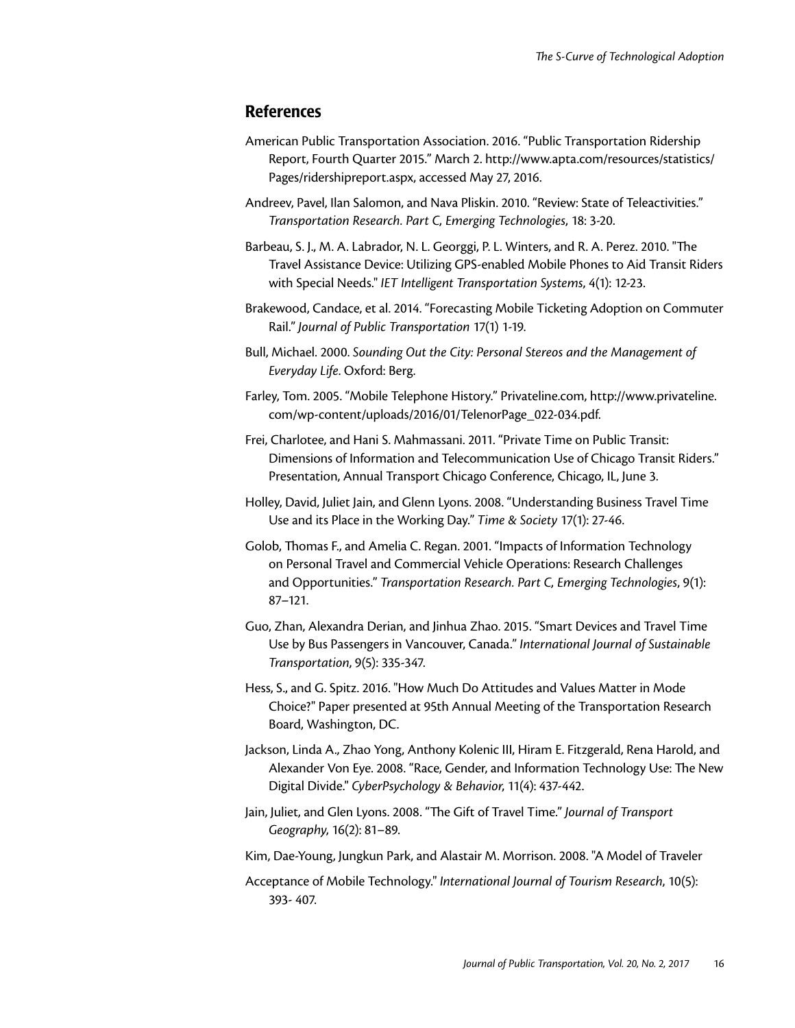## References

American Public Transportation Association. 2016. "Public Transportation Ridership Report, Fourth Quarter 2015." March 2. http://www.apta.com/resources/statistics/Pages/ridershipreport.aspx, accessed May 27, 2016.

Andreev, Pavel, Ilan Salomon, and Nava Pliskin. 2010. "Review: State of Teleactivities." *Transportation Research. Part C, Emerging Technologies*, 18: 3-20.

Barbeau, S. J., M. A. Labrador, N. L. Georggi, P. L. Winters, and R. A. Perez. 2010. "The Travel Assistance Device: Utilizing GPS-enabled Mobile Phones to Aid Transit Riders with Special Needs." *IET Intelligent Transportation Systems*, 4(1): 12-23.

Brakewood, Candace, et al. 2014. "Forecasting Mobile Ticketing Adoption on Commuter Rail." *Journal of Public Transportation* 17(1) 1-19.

Bull, Michael. 2000. *Sounding Out the City: Personal Stereos and the Management of Everyday Life*. Oxford: Berg.

Farley, Tom. 2005. "Mobile Telephone History." Privateline.com, http://www.privateline.com/wp-content/uploads/2016/01/TelenorPage_022-034.pdf.

Frei, Charlotee, and Hani S. Mahmassani. 2011. "Private Time on Public Transit: Dimensions of Information and Telecommunication Use of Chicago Transit Riders." Presentation, Annual Transport Chicago Conference, Chicago, IL, June 3.

Holley, David, Juliet Jain, and Glenn Lyons. 2008. "Understanding Business Travel Time Use and its Place in the Working Day." *Time & Society* 17(1): 27-46.

Golob, Thomas F., and Amelia C. Regan. 2001. "Impacts of Information Technology on Personal Travel and Commercial Vehicle Operations: Research Challenges and Opportunities." *Transportation Research. Part C, Emerging Technologies*, 9(1): 87–121.

Guo, Zhan, Alexandra Derian, and Jinhua Zhao. 2015. "Smart Devices and Travel Time Use by Bus Passengers in Vancouver, Canada." *International Journal of Sustainable Transportation*, 9(5): 335-347.

Hess, S., and G. Spitz. 2016. "How Much Do Attitudes and Values Matter in Mode Choice?" Paper presented at 95th Annual Meeting of the Transportation Research Board, Washington, DC.

Jackson, Linda A., Zhao Yong, Anthony Kolenic III, Hiram E. Fitzgerald, Rena Harold, and Alexander Von Eye. 2008. "Race, Gender, and Information Technology Use: The New Digital Divide." *CyberPsychology & Behavior*, 11(4): 437-442.

Jain, Juliet, and Glen Lyons. 2008. "The Gift of Travel Time." *Journal of Transport Geography*, 16(2): 81–89.

Kim, Dae-Young, Jungkun Park, and Alastair M. Morrison. 2008. "A Model of Traveler

Acceptance of Mobile Technology." *International Journal of Tourism Research*, 10(5): 393- 407.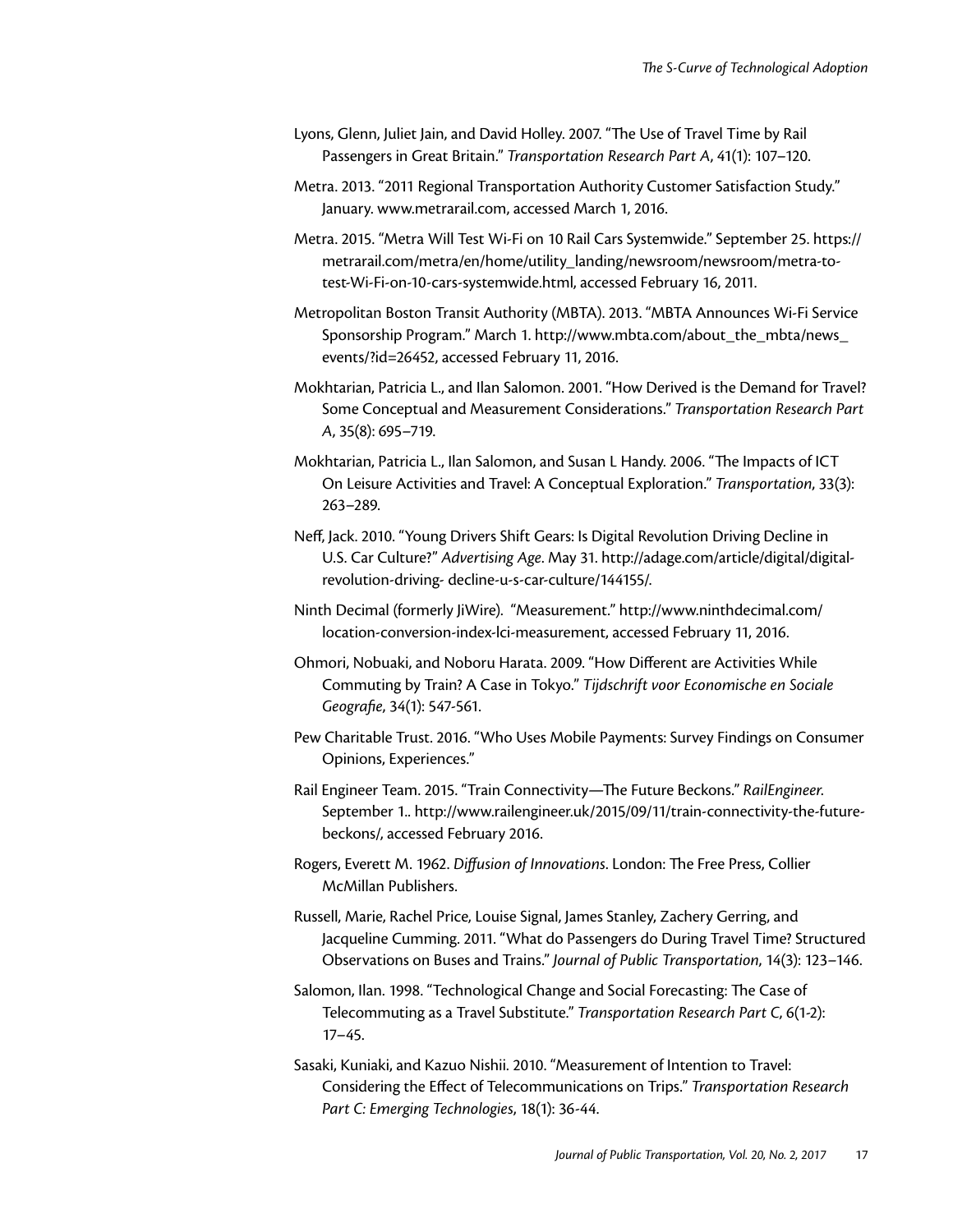Lyons, Glenn, Juliet Jain, and David Holley. 2007. "The Use of Travel Time by Rail Passengers in Great Britain." *Transportation Research Part A*, 41(1): 107–120.

Metra. 2013. "2011 Regional Transportation Authority Customer Satisfaction Study." January. www.metrarail.com, accessed March 1, 2016.

Metra. 2015. "Metra Will Test Wi-Fi on 10 Rail Cars Systemwide." September 25. https://metrarail.com/metra/en/home/utility_landing/newsroom/newsroom/metra-to-test-Wi-Fi-on-10-cars-systemwide.html, accessed February 16, 2011.

Metropolitan Boston Transit Authority (MBTA). 2013. "MBTA Announces Wi-Fi Service Sponsorship Program." March 1. http://www.mbta.com/about_the_mbta/news_events/?id=26452, accessed February 11, 2016.

Mokhtarian, Patricia L., and Ilan Salomon. 2001. "How Derived is the Demand for Travel? Some Conceptual and Measurement Considerations." *Transportation Research Part A*, 35(8): 695–719.

Mokhtarian, Patricia L., Ilan Salomon, and Susan L Handy. 2006. "The Impacts of ICT On Leisure Activities and Travel: A Conceptual Exploration." *Transportation*, 33(3): 263–289.

Neff, Jack. 2010. "Young Drivers Shift Gears: Is Digital Revolution Driving Decline in U.S. Car Culture?" *Advertising Age*. May 31. http://adage.com/article/digital/digital-revolution-driving- decline-u-s-car-culture/144155/.

Ninth Decimal (formerly JiWire). "Measurement." http://www.ninthdecimal.com/location-conversion-index-lci-measurement, accessed February 11, 2016.

Ohmori, Nobuaki, and Noboru Harata. 2009. "How Different are Activities While Commuting by Train? A Case in Tokyo." *Tijdschrift voor Economische en Sociale Geografie*, 34(1): 547-561.

Pew Charitable Trust. 2016. "Who Uses Mobile Payments: Survey Findings on Consumer Opinions, Experiences."

Rail Engineer Team. 2015. "Train Connectivity—The Future Beckons." *RailEngineer*. September 1.. http://www.railengineer.uk/2015/09/11/train-connectivity-the-future-beckons/, accessed February 2016.

Rogers, Everett M. 1962. *Diffusion of Innovations*. London: The Free Press, Collier McMillan Publishers.

Russell, Marie, Rachel Price, Louise Signal, James Stanley, Zachery Gerring, and Jacqueline Cumming. 2011. "What do Passengers do During Travel Time? Structured Observations on Buses and Trains." *Journal of Public Transportation*, 14(3): 123–146.

Salomon, Ilan. 1998. "Technological Change and Social Forecasting: The Case of Telecommuting as a Travel Substitute." *Transportation Research Part C*, 6(1-2): 17–45.

Sasaki, Kuniaki, and Kazuo Nishii. 2010. "Measurement of Intention to Travel: Considering the Effect of Telecommunications on Trips." *Transportation Research Part C: Emerging Technologies*, 18(1): 36-44.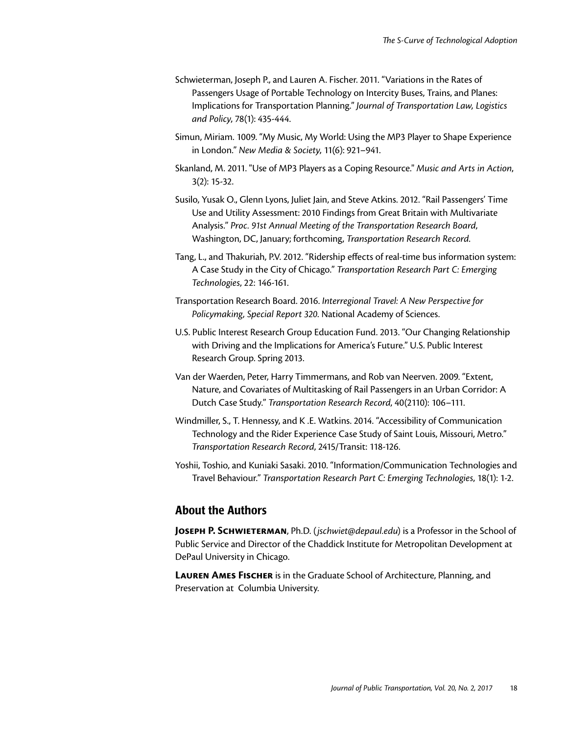Schwieterman, Joseph P., and Lauren A. Fischer. 2011. "Variations in the Rates of Passengers Usage of Portable Technology on Intercity Buses, Trains, and Planes: Implications for Transportation Planning." *Journal of Transportation Law, Logistics and Policy*, 78(1): 435-444.

Simun, Miriam. 1009. "My Music, My World: Using the MP3 Player to Shape Experience in London." *New Media & Society*, 11(6): 921–941.

Skanland, M. 2011. "Use of MP3 Players as a Coping Resource." *Music and Arts in Action*, 3(2): 15-32.

Susilo, Yusak O., Glenn Lyons, Juliet Jain, and Steve Atkins. 2012. "Rail Passengers' Time Use and Utility Assessment: 2010 Findings from Great Britain with Multivariate Analysis." *Proc. 91st Annual Meeting of the Transportation Research Board*, Washington, DC, January; forthcoming, *Transportation Research Record.*

Tang, L., and Thakuriah, P.V. 2012. "Ridership effects of real-time bus information system: A Case Study in the City of Chicago." *Transportation Research Part C: Emerging Technologies*, 22: 146-161.

Transportation Research Board. 2016. *Interregional Travel: A New Perspective for Policymaking, Special Report 320.* National Academy of Sciences.

U.S. Public Interest Research Group Education Fund. 2013. "Our Changing Relationship with Driving and the Implications for America's Future." U.S. Public Interest Research Group. Spring 2013.

Van der Waerden, Peter, Harry Timmermans, and Rob van Neerven. 2009. "Extent, Nature, and Covariates of Multitasking of Rail Passengers in an Urban Corridor: A Dutch Case Study." *Transportation Research Record*, 40(2110): 106–111.

Windmiller, S., T. Hennessy, and K .E. Watkins. 2014. "Accessibility of Communication Technology and the Rider Experience Case Study of Saint Louis, Missouri, Metro." *Transportation Research Record*, 2415/Transit: 118-126.

Yoshii, Toshio, and Kuniaki Sasaki. 2010. "Information/Communication Technologies and Travel Behaviour." *Transportation Research Part C: Emerging Technologies*, 18(1): 1-2.

## About the Authors

**Joseph P. Schwieterman**, Ph.D. (*jschwiet@depaul.edu*) is a Professor in the School of Public Service and Director of the Chaddick Institute for Metropolitan Development at DePaul University in Chicago.

**Lauren Ames Fischer** is in the Graduate School of Architecture, Planning, and Preservation at Columbia University.